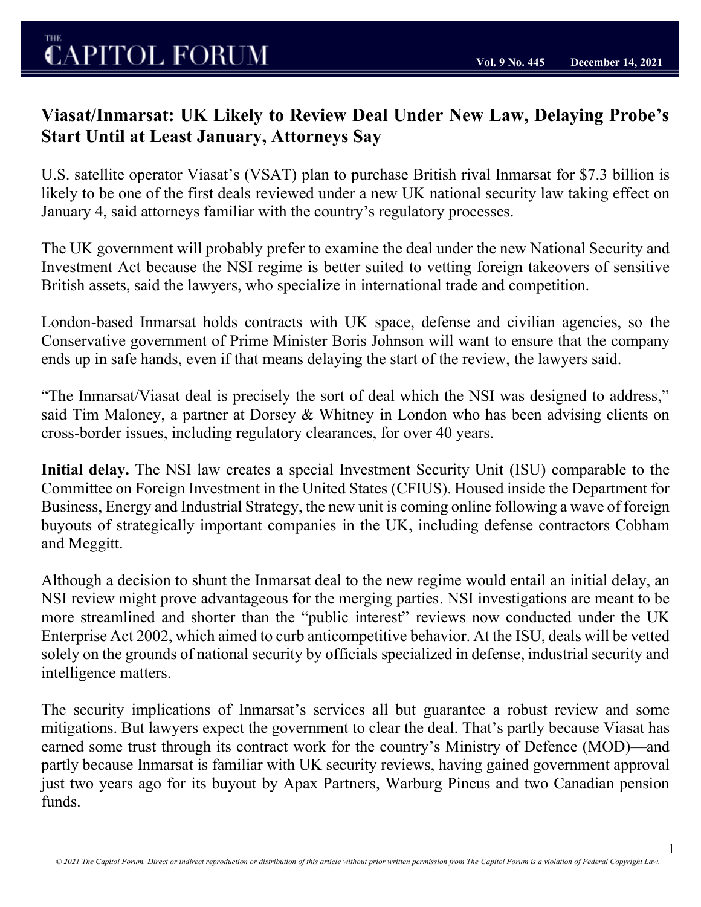# Viasat/Inmarsat: UK Likely to Review Deal Under New Law, Delaying Probe's Start Until at Least January, Attorneys Say

U.S. satellite operator Viasat's (VSAT) plan to purchase British rival Inmarsat for $7.3 billion is likely to be one of the first deals reviewed under a new UK national security law taking effect on January 4, said attorneys familiar with the country's regulatory processes.

The UK government will probably prefer to examine the deal under the new National Security and Investment Act because the NSI regime is better suited to vetting foreign takeovers of sensitive British assets, said the lawyers, who specialize in international trade and competition.

London-based Inmarsat holds contracts with UK space, defense and civilian agencies, so the Conservative government of Prime Minister Boris Johnson will want to ensure that the company ends up in safe hands, even if that means delaying the start of the review, the lawyers said.

"The Inmarsat/Viasat deal is precisely the sort of deal which the NSI was designed to address," said Tim Maloney, a partner at Dorsey & Whitney in London who has been advising clients on cross-border issues, including regulatory clearances, for over 40 years.

**Initial delay.** The NSI law creates a special Investment Security Unit (ISU) comparable to the Committee on Foreign Investment in the United States (CFIUS). Housed inside the Department for Business, Energy and Industrial Strategy, the new unit is coming online following a wave of foreign buyouts of strategically important companies in the UK, including defense contractors Cobham and Meggitt.

Although a decision to shunt the Inmarsat deal to the new regime would entail an initial delay, an NSI review might prove advantageous for the merging parties. NSI investigations are meant to be more streamlined and shorter than the "public interest" reviews now conducted under the UK Enterprise Act 2002, which aimed to curb anticompetitive behavior. At the ISU, deals will be vetted solely on the grounds of national security by officials specialized in defense, industrial security and intelligence matters.

The security implications of Inmarsat's services all but guarantee a robust review and some mitigations. But lawyers expect the government to clear the deal. That's partly because Viasat has earned some trust through its contract work for the country's Ministry of Defence (MOD)—and partly because Inmarsat is familiar with UK security reviews, having gained government approval just two years ago for its buyout by Apax Partners, Warburg Pincus and two Canadian pension funds.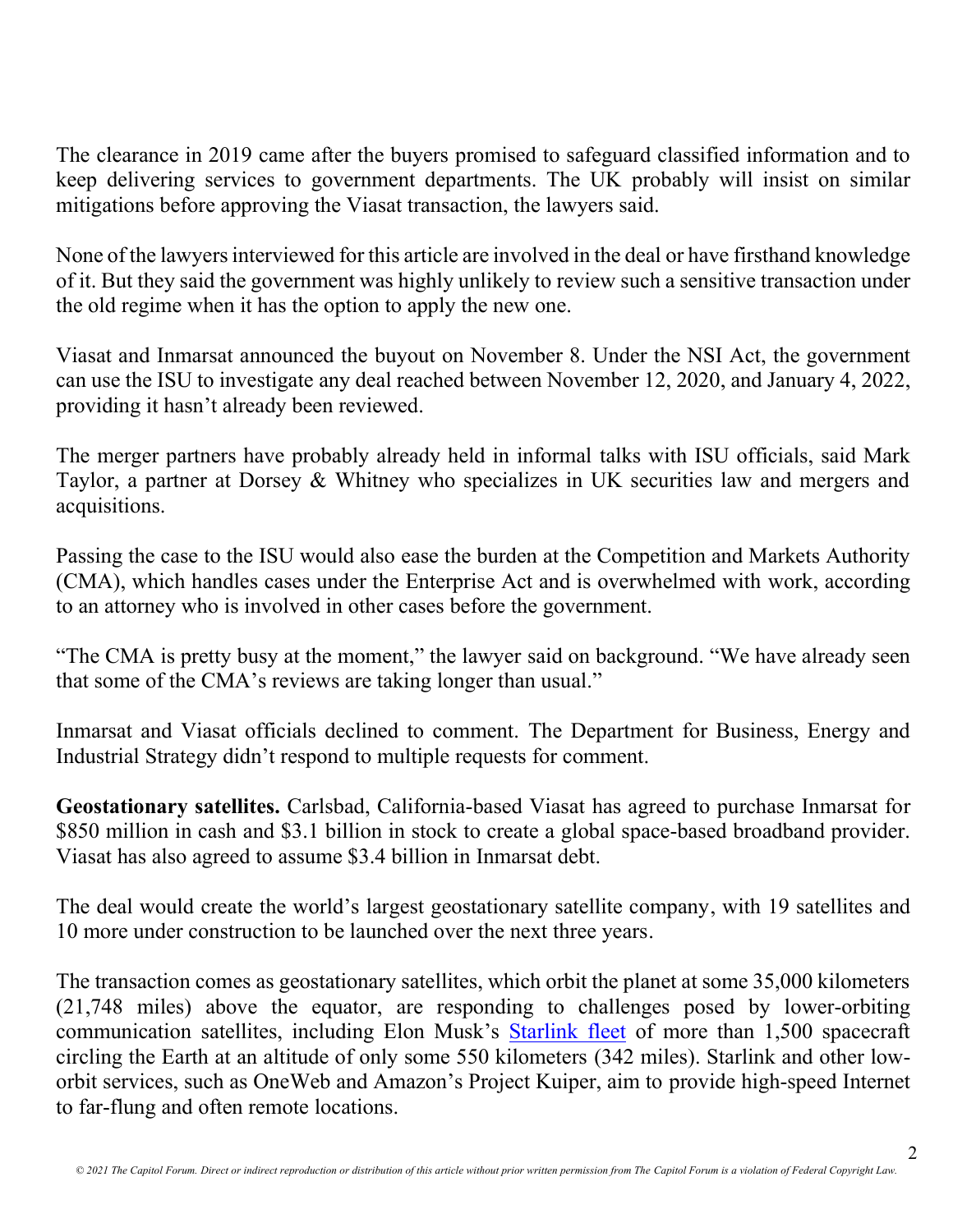The clearance in 2019 came after the buyers promised to safeguard classified information and to keep delivering services to government departments. The UK probably will insist on similar mitigations before approving the Viasat transaction, the lawyers said.

None of the lawyers interviewed for this article are involved in the deal or have firsthand knowledge of it. But they said the government was highly unlikely to review such a sensitive transaction under the old regime when it has the option to apply the new one.

Viasat and Inmarsat announced the buyout on November 8. Under the NSI Act, the government can use the ISU to investigate any deal reached between November 12, 2020, and January 4, 2022, providing it hasn't already been reviewed.

The merger partners have probably already held in informal talks with ISU officials, said Mark Taylor, a partner at Dorsey & Whitney who specializes in UK securities law and mergers and acquisitions.

Passing the case to the ISU would also ease the burden at the Competition and Markets Authority (CMA), which handles cases under the Enterprise Act and is overwhelmed with work, according to an attorney who is involved in other cases before the government.

"The CMA is pretty busy at the moment," the lawyer said on background. "We have already seen that some of the CMA's reviews are taking longer than usual."

Inmarsat and Viasat officials declined to comment. The Department for Business, Energy and Industrial Strategy didn't respond to multiple requests for comment.

**Geostationary satellites.** Carlsbad, California-based Viasat has agreed to purchase Inmarsat for $850 million in cash and $3.1 billion in stock to create a global space-based broadband provider. Viasat has also agreed to assume $3.4 billion in Inmarsat debt.

The deal would create the world's largest geostationary satellite company, with 19 satellites and 10 more under construction to be launched over the next three years.

The transaction comes as geostationary satellites, which orbit the planet at some 35,000 kilometers (21,748 miles) above the equator, are responding to challenges posed by lower-orbiting communication satellites, including Elon Musk's [Starlink fleet] of more than 1,500 spacecraft circling the Earth at an altitude of only some 550 kilometers (342 miles). Starlink and other low-orbit services, such as OneWeb and Amazon's Project Kuiper, aim to provide high-speed Internet to far-flung and often remote locations.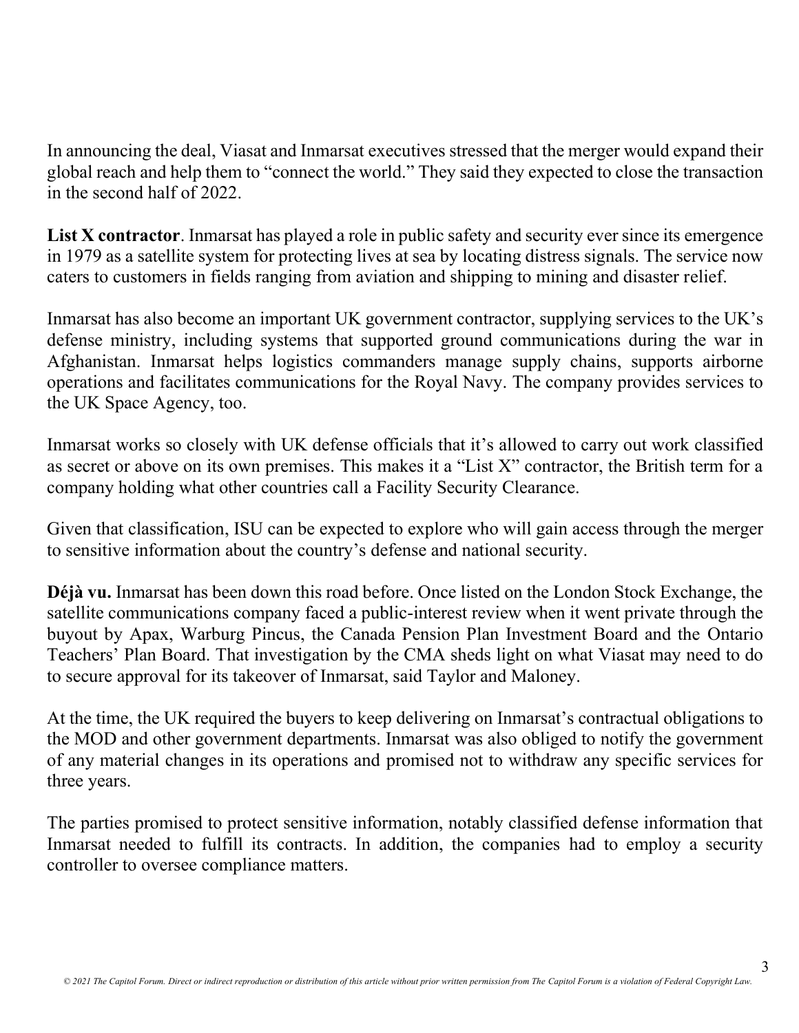In announcing the deal, Viasat and Inmarsat executives stressed that the merger would expand their global reach and help them to "connect the world." They said they expected to close the transaction in the second half of 2022.

**List X contractor**. Inmarsat has played a role in public safety and security ever since its emergence in 1979 as a satellite system for protecting lives at sea by locating distress signals. The service now caters to customers in fields ranging from aviation and shipping to mining and disaster relief.

Inmarsat has also become an important UK government contractor, supplying services to the UK's defense ministry, including systems that supported ground communications during the war in Afghanistan. Inmarsat helps logistics commanders manage supply chains, supports airborne operations and facilitates communications for the Royal Navy. The company provides services to the UK Space Agency, too.

Inmarsat works so closely with UK defense officials that it's allowed to carry out work classified as secret or above on its own premises. This makes it a "List X" contractor, the British term for a company holding what other countries call a Facility Security Clearance.

Given that classification, ISU can be expected to explore who will gain access through the merger to sensitive information about the country's defense and national security.

**Déjà vu.** Inmarsat has been down this road before. Once listed on the London Stock Exchange, the satellite communications company faced a public-interest review when it went private through the buyout by Apax, Warburg Pincus, the Canada Pension Plan Investment Board and the Ontario Teachers' Plan Board. That investigation by the CMA sheds light on what Viasat may need to do to secure approval for its takeover of Inmarsat, said Taylor and Maloney.

At the time, the UK required the buyers to keep delivering on Inmarsat's contractual obligations to the MOD and other government departments. Inmarsat was also obliged to notify the government of any material changes in its operations and promised not to withdraw any specific services for three years.

The parties promised to protect sensitive information, notably classified defense information that Inmarsat needed to fulfill its contracts. In addition, the companies had to employ a security controller to oversee compliance matters.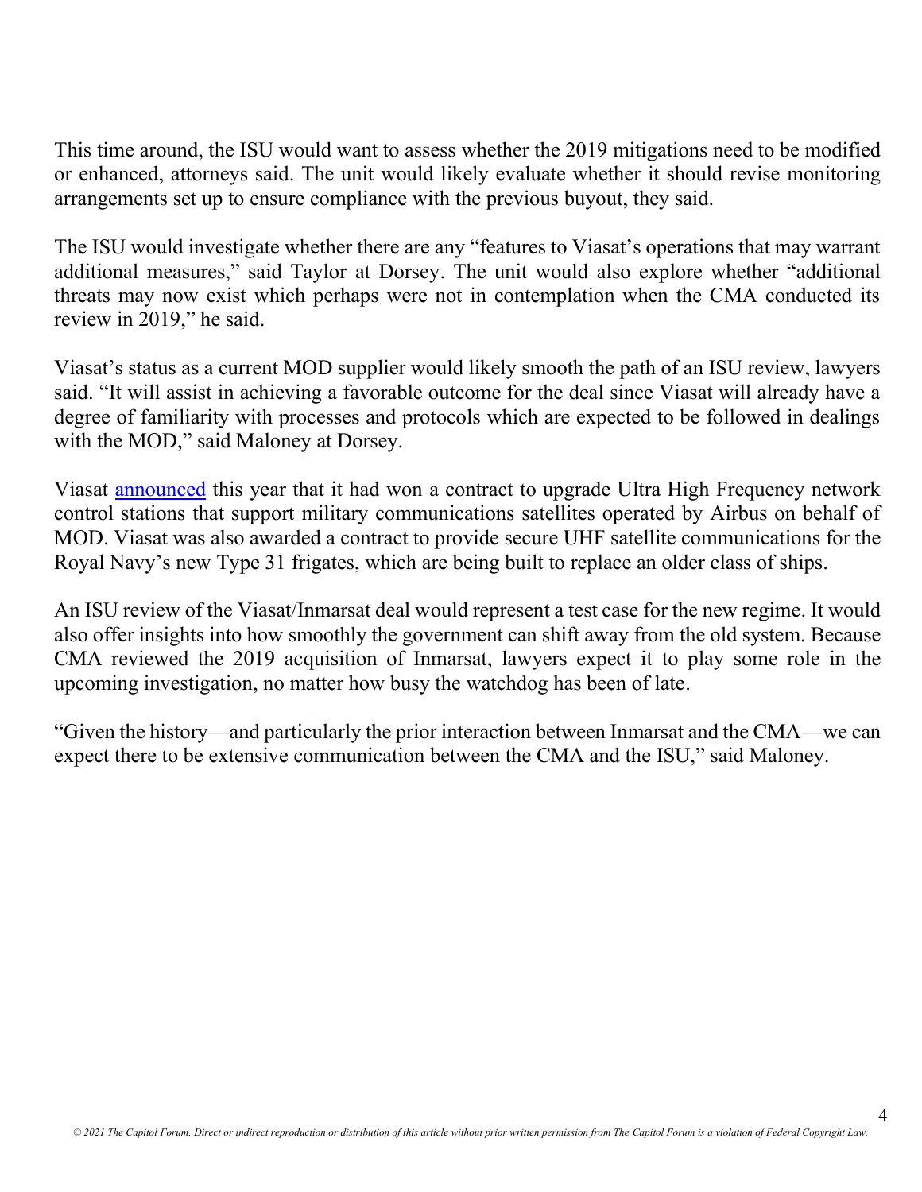This time around, the ISU would want to assess whether the 2019 mitigations need to be modified or enhanced, attorneys said. The unit would likely evaluate whether it should revise monitoring arrangements set up to ensure compliance with the previous buyout, they said.

The ISU would investigate whether there are any "features to Viasat's operations that may warrant additional measures," said Taylor at Dorsey. The unit would also explore whether "additional threats may now exist which perhaps were not in contemplation when the CMA conducted its review in 2019," he said.

Viasat's status as a current MOD supplier would likely smooth the path of an ISU review, lawyers said. "It will assist in achieving a favorable outcome for the deal since Viasat will already have a degree of familiarity with processes and protocols which are expected to be followed in dealings with the MOD," said Maloney at Dorsey.

Viasat announced this year that it had won a contract to upgrade Ultra High Frequency network control stations that support military communications satellites operated by Airbus on behalf of MOD. Viasat was also awarded a contract to provide secure UHF satellite communications for the Royal Navy's new Type 31 frigates, which are being built to replace an older class of ships.

An ISU review of the Viasat/Inmarsat deal would represent a test case for the new regime. It would also offer insights into how smoothly the government can shift away from the old system. Because CMA reviewed the 2019 acquisition of Inmarsat, lawyers expect it to play some role in the upcoming investigation, no matter how busy the watchdog has been of late.

"Given the history—and particularly the prior interaction between Inmarsat and the CMA—we can expect there to be extensive communication between the CMA and the ISU," said Maloney.